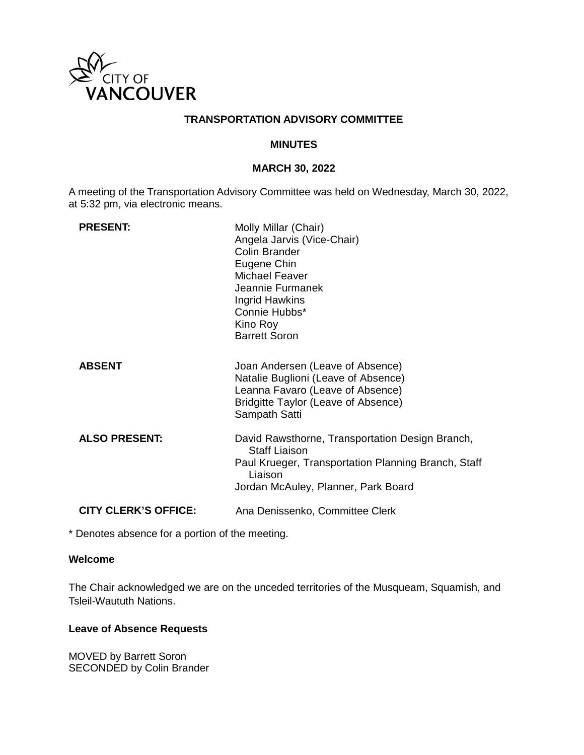CITY OF VANCOUVER

**TRANSPORTATION ADVISORY COMMITTEE**

**MINUTES**

**MARCH 30, 2022**

A meeting of the Transportation Advisory Committee was held on Wednesday, March 30, 2022, at 5:32 pm, via electronic means.

| | |
|---|---|
| **PRESENT:** | Molly Millar (Chair)<br>Angela Jarvis (Vice-Chair)<br>Colin Brander<br>Eugene Chin<br>Michael Feaver<br>Jeannie Furmanek<br>Ingrid Hawkins<br>Connie Hubbs*<br>Kino Roy<br>Barrett Soron |
| **ABSENT** | Joan Andersen (Leave of Absence)<br>Natalie Buglioni (Leave of Absence)<br>Leanna Favaro (Leave of Absence)<br>Bridgitte Taylor (Leave of Absence)<br>Sampath Satti |
| **ALSO PRESENT:** | David Rawsthorne, Transportation Design Branch, Staff Liaison<br>Paul Krueger, Transportation Planning Branch, Staff Liaison<br>Jordan McAuley, Planner, Park Board |
| **CITY CLERK'S OFFICE:** | Ana Denissenko, Committee Clerk |

* Denotes absence for a portion of the meeting.

**Welcome**

The Chair acknowledged we are on the unceded territories of the Musqueam, Squamish, and Tsleil-Waututh Nations.

**Leave of Absence Requests**

MOVED by Barrett Soron
SECONDED by Colin Brander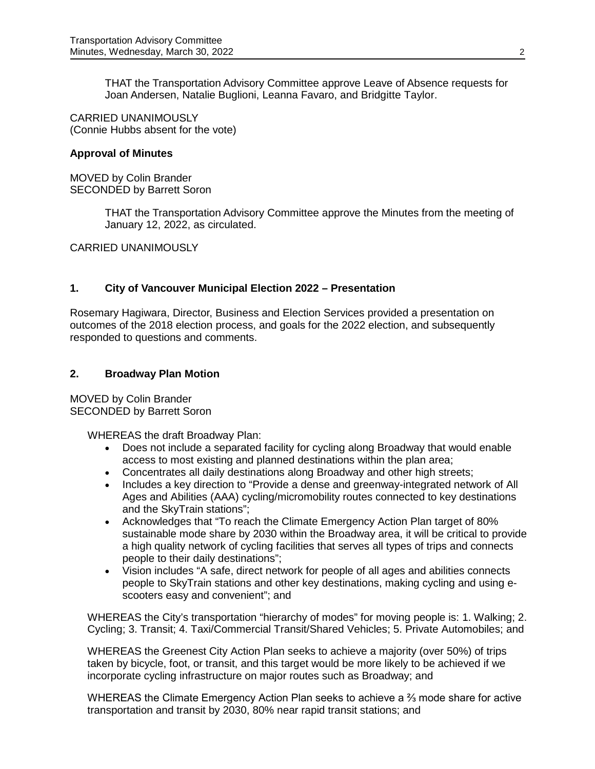THAT the Transportation Advisory Committee approve Leave of Absence requests for Joan Andersen, Natalie Buglioni, Leanna Favaro, and Bridgitte Taylor.

CARRIED UNANIMOUSLY
(Connie Hubbs absent for the vote)

**Approval of Minutes**

MOVED by Colin Brander
SECONDED by Barrett Soron

THAT the Transportation Advisory Committee approve the Minutes from the meeting of January 12, 2022, as circulated.

CARRIED UNANIMOUSLY

## 1. City of Vancouver Municipal Election 2022 – Presentation

Rosemary Hagiwara, Director, Business and Election Services provided a presentation on outcomes of the 2018 election process, and goals for the 2022 election, and subsequently responded to questions and comments.

## 2. Broadway Plan Motion

MOVED by Colin Brander
SECONDED by Barrett Soron

WHEREAS the draft Broadway Plan:

- Does not include a separated facility for cycling along Broadway that would enable access to most existing and planned destinations within the plan area;
- Concentrates all daily destinations along Broadway and other high streets;
- Includes a key direction to "Provide a dense and greenway-integrated network of All Ages and Abilities (AAA) cycling/micromobility routes connected to key destinations and the SkyTrain stations";
- Acknowledges that "To reach the Climate Emergency Action Plan target of 80% sustainable mode share by 2030 within the Broadway area, it will be critical to provide a high quality network of cycling facilities that serves all types of trips and connects people to their daily destinations";
- Vision includes "A safe, direct network for people of all ages and abilities connects people to SkyTrain stations and other key destinations, making cycling and using e-scooters easy and convenient"; and

WHEREAS the City's transportation "hierarchy of modes" for moving people is: 1. Walking; 2. Cycling; 3. Transit; 4. Taxi/Commercial Transit/Shared Vehicles; 5. Private Automobiles; and

WHEREAS the Greenest City Action Plan seeks to achieve a majority (over 50%) of trips taken by bicycle, foot, or transit, and this target would be more likely to be achieved if we incorporate cycling infrastructure on major routes such as Broadway; and

WHEREAS the Climate Emergency Action Plan seeks to achieve a ⅔ mode share for active transportation and transit by 2030, 80% near rapid transit stations; and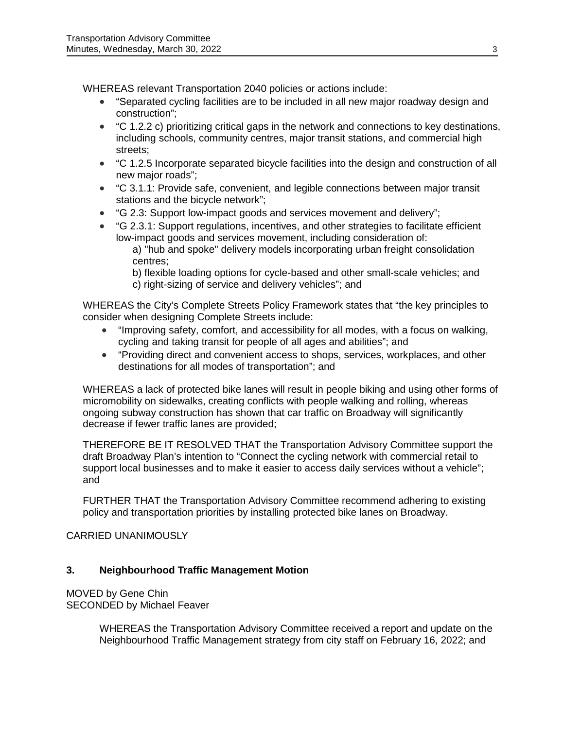WHEREAS relevant Transportation 2040 policies or actions include:

- “Separated cycling facilities are to be included in all new major roadway design and construction”;
- “C 1.2.2 c) prioritizing critical gaps in the network and connections to key destinations, including schools, community centres, major transit stations, and commercial high streets;
- “C 1.2.5 Incorporate separated bicycle facilities into the design and construction of all new major roads”;
- “C 3.1.1: Provide safe, convenient, and legible connections between major transit stations and the bicycle network”;
- “G 2.3: Support low-impact goods and services movement and delivery”;
- “G 2.3.1: Support regulations, incentives, and other strategies to facilitate efficient low-impact goods and services movement, including consideration of:
  a) "hub and spoke" delivery models incorporating urban freight consolidation centres;
  b) flexible loading options for cycle-based and other small-scale vehicles; and
  c) right-sizing of service and delivery vehicles”; and

WHEREAS the City’s Complete Streets Policy Framework states that “the key principles to consider when designing Complete Streets include:

- “Improving safety, comfort, and accessibility for all modes, with a focus on walking, cycling and taking transit for people of all ages and abilities”; and
- “Providing direct and convenient access to shops, services, workplaces, and other destinations for all modes of transportation”; and

WHEREAS a lack of protected bike lanes will result in people biking and using other forms of micromobility on sidewalks, creating conflicts with people walking and rolling, whereas ongoing subway construction has shown that car traffic on Broadway will significantly decrease if fewer traffic lanes are provided;

THEREFORE BE IT RESOLVED THAT the Transportation Advisory Committee support the draft Broadway Plan’s intention to “Connect the cycling network with commercial retail to support local businesses and to make it easier to access daily services without a vehicle”; and

FURTHER THAT the Transportation Advisory Committee recommend adhering to existing policy and transportation priorities by installing protected bike lanes on Broadway.

CARRIED UNANIMOUSLY

## 3. Neighbourhood Traffic Management Motion

MOVED by Gene Chin
SECONDED by Michael Feaver

WHEREAS the Transportation Advisory Committee received a report and update on the Neighbourhood Traffic Management strategy from city staff on February 16, 2022; and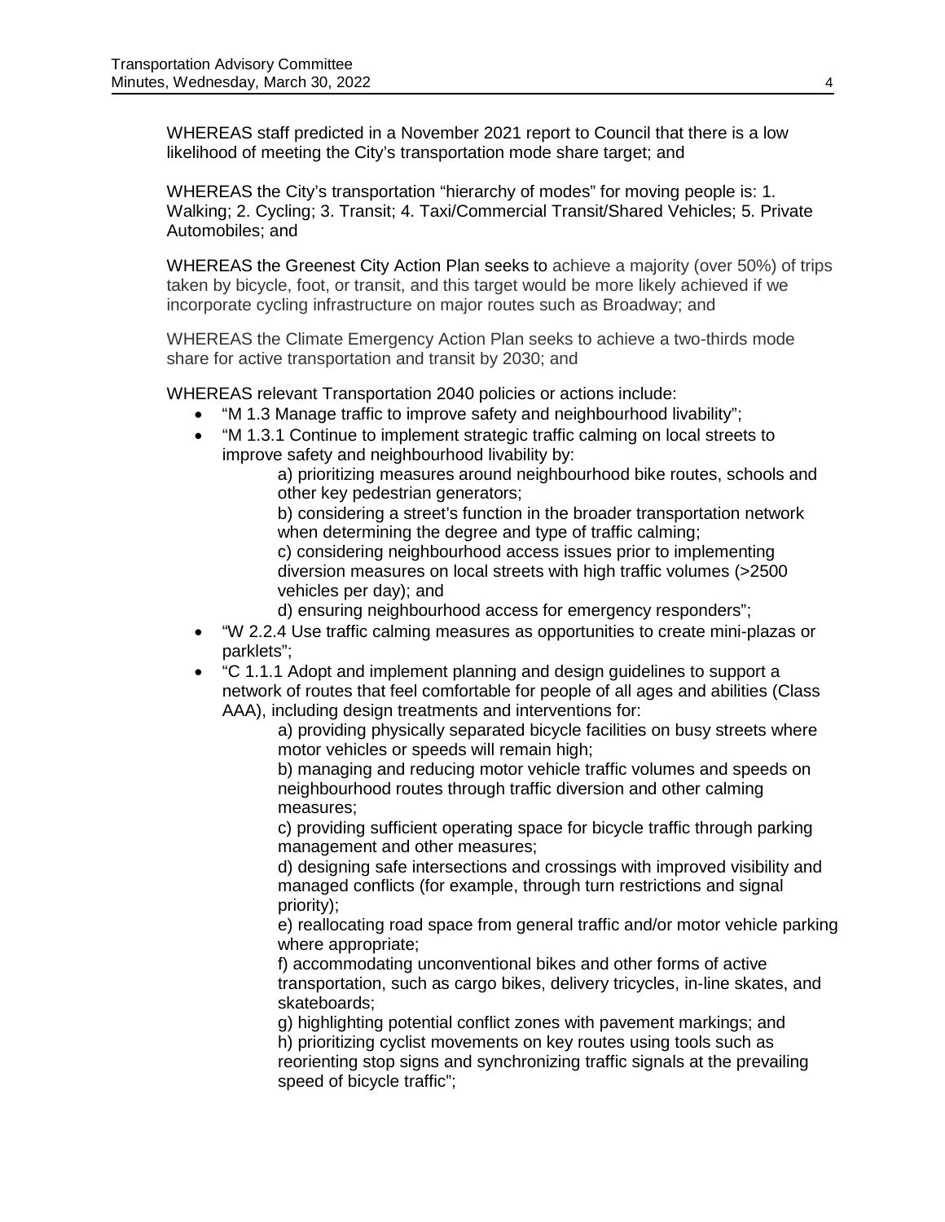WHEREAS staff predicted in a November 2021 report to Council that there is a low likelihood of meeting the City's transportation mode share target; and

WHEREAS the City's transportation "hierarchy of modes" for moving people is: 1. Walking; 2. Cycling; 3. Transit; 4. Taxi/Commercial Transit/Shared Vehicles; 5. Private Automobiles; and

WHEREAS the Greenest City Action Plan seeks to achieve a majority (over 50%) of trips taken by bicycle, foot, or transit, and this target would be more likely achieved if we incorporate cycling infrastructure on major routes such as Broadway; and

WHEREAS the Climate Emergency Action Plan seeks to achieve a two-thirds mode share for active transportation and transit by 2030; and

WHEREAS relevant Transportation 2040 policies or actions include:

- "M 1.3 Manage traffic to improve safety and neighbourhood livability";
- "M 1.3.1 Continue to implement strategic traffic calming on local streets to improve safety and neighbourhood livability by:
  - a) prioritizing measures around neighbourhood bike routes, schools and other key pedestrian generators;
  - b) considering a street's function in the broader transportation network when determining the degree and type of traffic calming;
  - c) considering neighbourhood access issues prior to implementing diversion measures on local streets with high traffic volumes (>2500 vehicles per day); and
  - d) ensuring neighbourhood access for emergency responders";
- "W 2.2.4 Use traffic calming measures as opportunities to create mini-plazas or parklets";
- "C 1.1.1 Adopt and implement planning and design guidelines to support a network of routes that feel comfortable for people of all ages and abilities (Class AAA), including design treatments and interventions for:
  - a) providing physically separated bicycle facilities on busy streets where motor vehicles or speeds will remain high;
  - b) managing and reducing motor vehicle traffic volumes and speeds on neighbourhood routes through traffic diversion and other calming measures;
  - c) providing sufficient operating space for bicycle traffic through parking management and other measures;
  - d) designing safe intersections and crossings with improved visibility and managed conflicts (for example, through turn restrictions and signal priority);
  - e) reallocating road space from general traffic and/or motor vehicle parking where appropriate;
  - f) accommodating unconventional bikes and other forms of active transportation, such as cargo bikes, delivery tricycles, in-line skates, and skateboards;
  - g) highlighting potential conflict zones with pavement markings; and
  - h) prioritizing cyclist movements on key routes using tools such as reorienting stop signs and synchronizing traffic signals at the prevailing speed of bicycle traffic";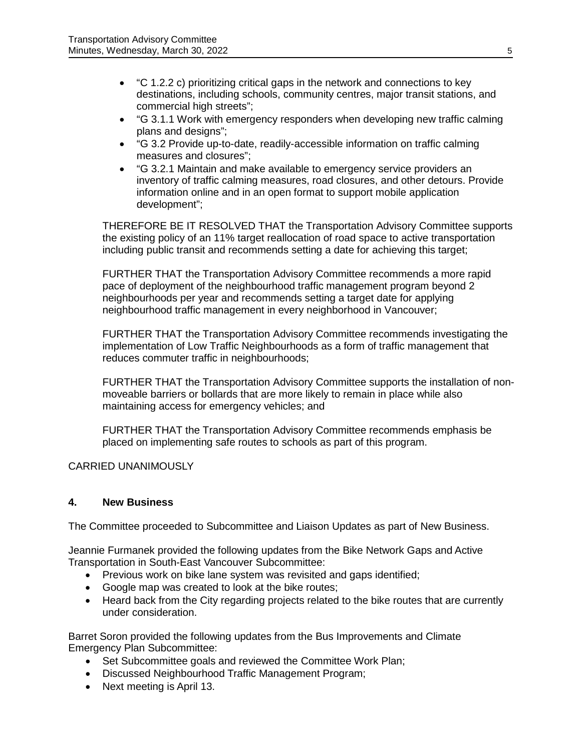- "C 1.2.2 c) prioritizing critical gaps in the network and connections to key destinations, including schools, community centres, major transit stations, and commercial high streets";
- "G 3.1.1 Work with emergency responders when developing new traffic calming plans and designs";
- "G 3.2 Provide up-to-date, readily-accessible information on traffic calming measures and closures";
- "G 3.2.1 Maintain and make available to emergency service providers an inventory of traffic calming measures, road closures, and other detours. Provide information online and in an open format to support mobile application development";

THEREFORE BE IT RESOLVED THAT the Transportation Advisory Committee supports the existing policy of an 11% target reallocation of road space to active transportation including public transit and recommends setting a date for achieving this target;

FURTHER THAT the Transportation Advisory Committee recommends a more rapid pace of deployment of the neighbourhood traffic management program beyond 2 neighbourhoods per year and recommends setting a target date for applying neighbourhood traffic management in every neighborhood in Vancouver;

FURTHER THAT the Transportation Advisory Committee recommends investigating the implementation of Low Traffic Neighbourhoods as a form of traffic management that reduces commuter traffic in neighbourhoods;

FURTHER THAT the Transportation Advisory Committee supports the installation of non-moveable barriers or bollards that are more likely to remain in place while also maintaining access for emergency vehicles; and

FURTHER THAT the Transportation Advisory Committee recommends emphasis be placed on implementing safe routes to schools as part of this program.

CARRIED UNANIMOUSLY

## 4. New Business

The Committee proceeded to Subcommittee and Liaison Updates as part of New Business.

Jeannie Furmanek provided the following updates from the Bike Network Gaps and Active Transportation in South-East Vancouver Subcommittee:

- Previous work on bike lane system was revisited and gaps identified;
- Google map was created to look at the bike routes;
- Heard back from the City regarding projects related to the bike routes that are currently under consideration.

Barret Soron provided the following updates from the Bus Improvements and Climate Emergency Plan Subcommittee:

- Set Subcommittee goals and reviewed the Committee Work Plan;
- Discussed Neighbourhood Traffic Management Program;
- Next meeting is April 13.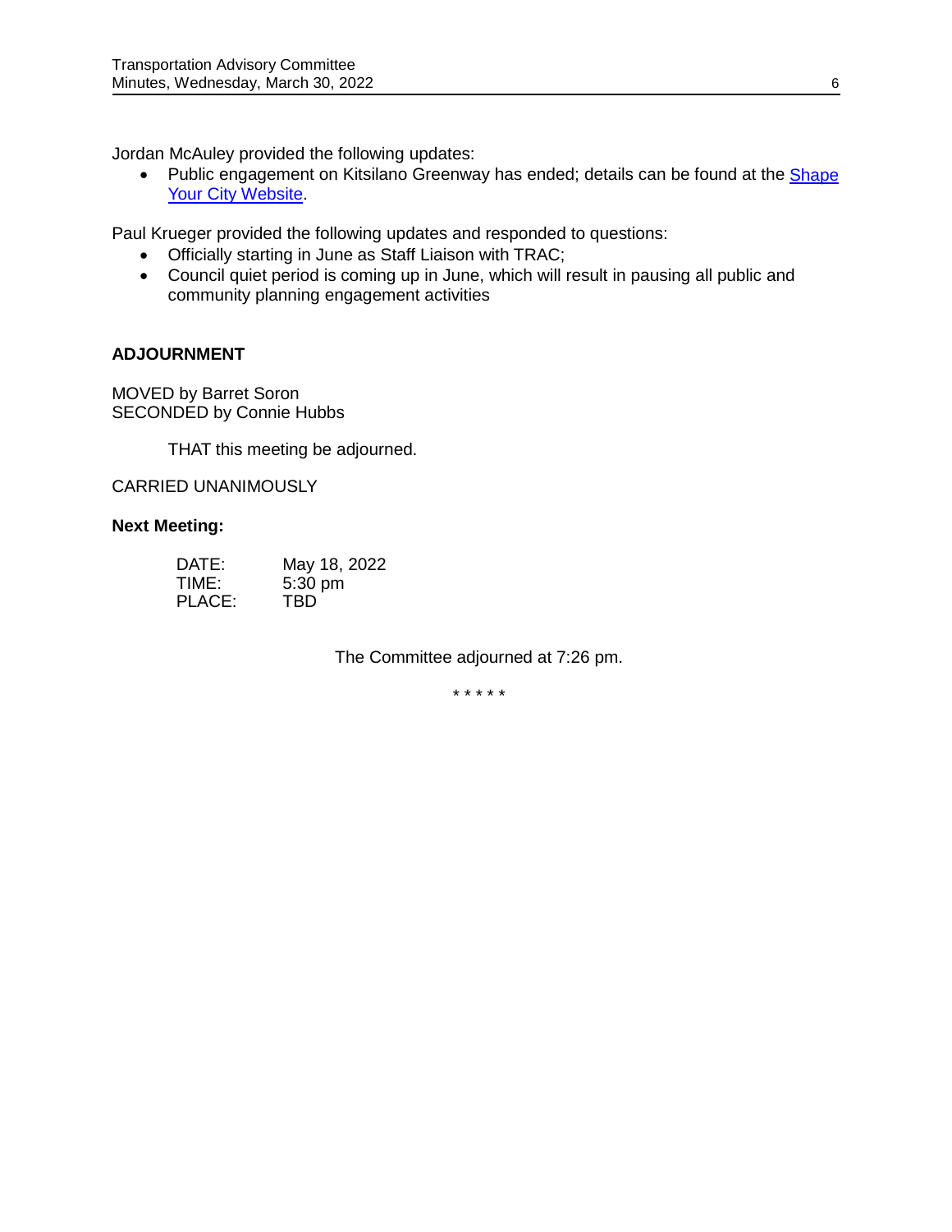Jordan McAuley provided the following updates:

- Public engagement on Kitsilano Greenway has ended; details can be found at the [Shape Your City Website](#).

Paul Krueger provided the following updates and responded to questions:

- Officially starting in June as Staff Liaison with TRAC;
- Council quiet period is coming up in June, which will result in pausing all public and community planning engagement activities

**ADJOURNMENT**

MOVED by Barret Soron
SECONDED by Connie Hubbs

THAT this meeting be adjourned.

CARRIED UNANIMOUSLY

**Next Meeting:**

DATE: May 18, 2022
TIME: 5:30 pm
PLACE: TBD

The Committee adjourned at 7:26 pm.

* * * * *